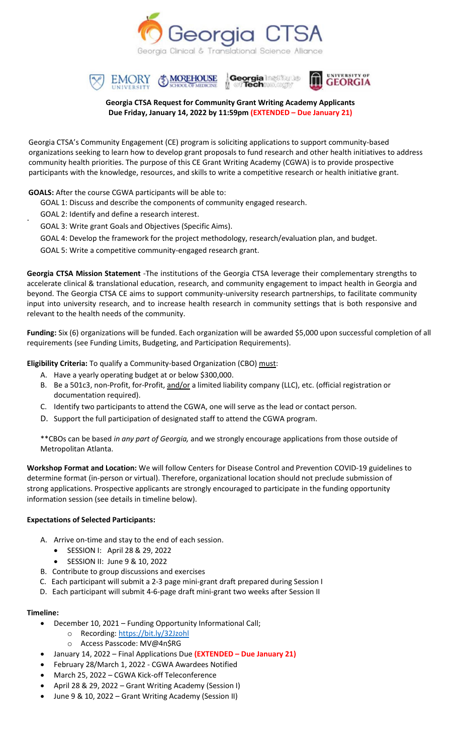Georgia CTSA

Georgia Clinical & Translational Science Alliance

EMORY UNIVERSITY | MOREHOUSE SCHOOL OF MEDICINE | Georgia Institute of Technology | UNIVERSITY OF GEORGIA

**Georgia CTSA Request for Community Grant Writing Academy Applicants**
**Due Friday, January 14, 2022 by 11:59pm (EXTENDED – Due January 21)**

Georgia CTSA's Community Engagement (CE) program is soliciting applications to support community-based organizations seeking to learn how to develop grant proposals to fund research and other health initiatives to address community health priorities. The purpose of this CE Grant Writing Academy (CGWA) is to provide prospective participants with the knowledge, resources, and skills to write a competitive research or health initiative grant.

**GOALS:** After the course CGWA participants will be able to:

GOAL 1: Discuss and describe the components of community engaged research.

GOAL 2: Identify and define a research interest.

GOAL 3: Write grant Goals and Objectives (Specific Aims).

GOAL 4: Develop the framework for the project methodology, research/evaluation plan, and budget.

GOAL 5: Write a competitive community-engaged research grant.

**Georgia CTSA Mission Statement** -The institutions of the Georgia CTSA leverage their complementary strengths to accelerate clinical & translational education, research, and community engagement to impact health in Georgia and beyond. The Georgia CTSA CE aims to support community-university research partnerships, to facilitate community input into university research, and to increase health research in community settings that is both responsive and relevant to the health needs of the community.

**Funding:** Six (6) organizations will be funded. Each organization will be awarded $5,000 upon successful completion of all requirements (see Funding Limits, Budgeting, and Participation Requirements).

**Eligibility Criteria:** To qualify a Community-based Organization (CBO) must:

A. Have a yearly operating budget at or below $300,000.
B. Be a 501c3, non-Profit, for-Profit, and/or a limited liability company (LLC), etc. (official registration or documentation required).
C. Identify two participants to attend the CGWA, one will serve as the lead or contact person.
D. Support the full participation of designated staff to attend the CGWA program.

**CBOs can be based *in any part of Georgia,* and we strongly encourage applications from those outside of Metropolitan Atlanta.

**Workshop Format and Location:** We will follow Centers for Disease Control and Prevention COVID-19 guidelines to determine format (in-person or virtual). Therefore, organizational location should not preclude submission of strong applications. Prospective applicants are strongly encouraged to participate in the funding opportunity information session (see details in timeline below).

**Expectations of Selected Participants:**

A. Arrive on-time and stay to the end of each session.
   - SESSION I: April 28 & 29, 2022
   - SESSION II: June 9 & 10, 2022
B. Contribute to group discussions and exercises
C. Each participant will submit a 2-3 page mini-grant draft prepared during Session I
D. Each participant will submit 4-6-page draft mini-grant two weeks after Session II

**Timeline:**

- December 10, 2021 – Funding Opportunity Informational Call;
  - Recording: https://bit.ly/32Jzohl
  - Access Passcode: MV@4n$RG
- January 14, 2022 – Final Applications Due **(EXTENDED – Due January 21)**
- February 28/March 1, 2022 - CGWA Awardees Notified
- March 25, 2022 – CGWA Kick-off Teleconference
- April 28 & 29, 2022 – Grant Writing Academy (Session I)
- June 9 & 10, 2022 – Grant Writing Academy (Session II)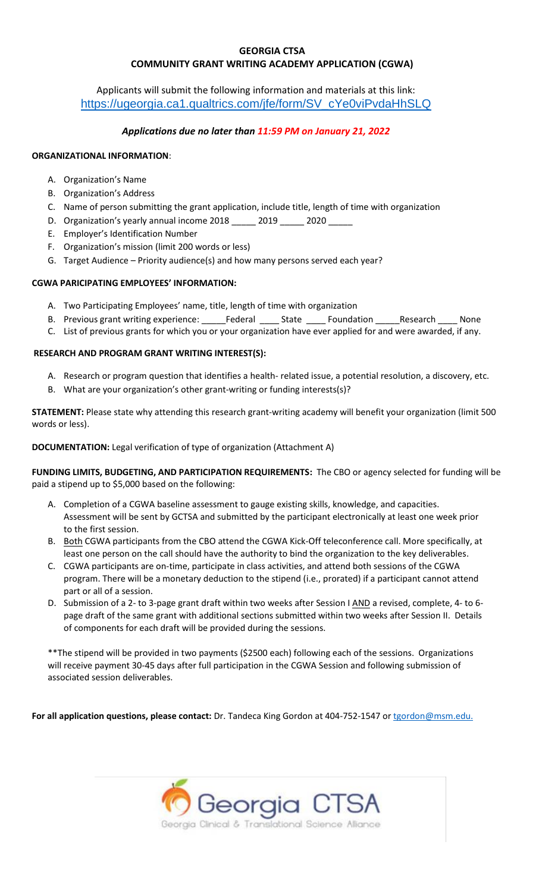**GEORGIA CTSA**
**COMMUNITY GRANT WRITING ACADEMY APPLICATION (CGWA)**

Applicants will submit the following information and materials at this link: https://ugeorgia.ca1.qualtrics.com/jfe/form/SV_cYe0viPvdaHhSLQ

***Applications due no later than 11:59 PM on January 21, 2022***

**ORGANIZATIONAL INFORMATION**:

A. Organization's Name
B. Organization's Address
C. Name of person submitting the grant application, include title, length of time with organization
D. Organization's yearly annual income 2018 _____ 2019 _____ 2020 _____
E. Employer's Identification Number
F. Organization's mission (limit 200 words or less)
G. Target Audience – Priority audience(s) and how many persons served each year?

**CGWA PARICIPATING EMPLOYEES' INFORMATION:**

A. Two Participating Employees' name, title, length of time with organization
B. Previous grant writing experience: _____Federal ____ State ____ Foundation _____Research ____ None
C. List of previous grants for which you or your organization have ever applied for and were awarded, if any.

**RESEARCH AND PROGRAM GRANT WRITING INTEREST(S):**

A. Research or program question that identifies a health- related issue, a potential resolution, a discovery, etc.
B. What are your organization's other grant-writing or funding interests(s)?

**STATEMENT:** Please state why attending this research grant-writing academy will benefit your organization (limit 500 words or less).

**DOCUMENTATION:** Legal verification of type of organization (Attachment A)

**FUNDING LIMITS, BUDGETING, AND PARTICIPATION REQUIREMENTS:** The CBO or agency selected for funding will be paid a stipend up to $5,000 based on the following:

A. Completion of a CGWA baseline assessment to gauge existing skills, knowledge, and capacities. Assessment will be sent by GCTSA and submitted by the participant electronically at least one week prior to the first session.
B. Both CGWA participants from the CBO attend the CGWA Kick-Off teleconference call. More specifically, at least one person on the call should have the authority to bind the organization to the key deliverables.
C. CGWA participants are on-time, participate in class activities, and attend both sessions of the CGWA program. There will be a monetary deduction to the stipend (i.e., prorated) if a participant cannot attend part or all of a session.
D. Submission of a 2- to 3-page grant draft within two weeks after Session I AND a revised, complete, 4- to 6-page draft of the same grant with additional sections submitted within two weeks after Session II. Details of components for each draft will be provided during the sessions.

**The stipend will be provided in two payments ($2500 each) following each of the sessions. Organizations will receive payment 30-45 days after full participation in the CGWA Session and following submission of associated session deliverables.

**For all application questions, please contact:** Dr. Tandeca King Gordon at 404-752-1547 or tgordon@msm.edu.

Georgia CTSA
Georgia Clinical & Translational Science Alliance